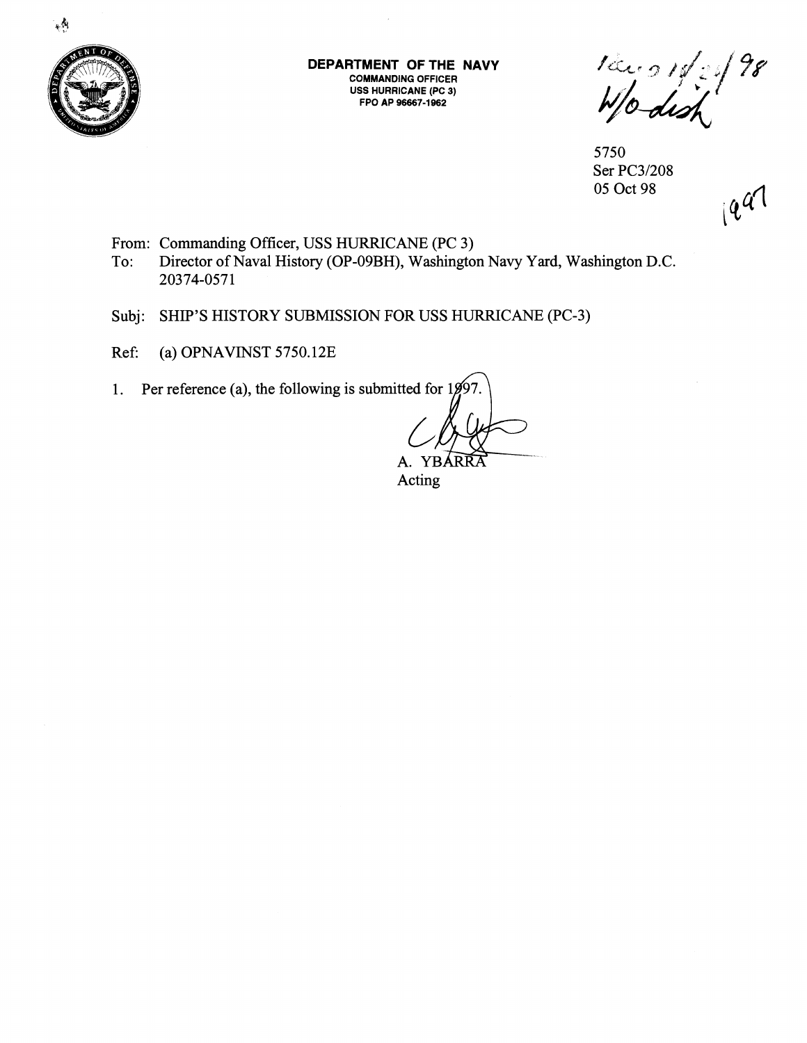**DEPARTMENT OF THE NAVY**
COMMANDING OFFICER
USS HURRICANE (PC 3)
FPO AP 96667-1962

Rec'd 10/21/98
W/o disk

5750
Ser PC3/208
05 Oct 98

1997

From: Commanding Officer, USS HURRICANE (PC 3)
To: Director of Naval History (OP-09BH), Washington Navy Yard, Washington D.C. 20374-0571

Subj: SHIP'S HISTORY SUBMISSION FOR USS HURRICANE (PC-3)

Ref: (a) OPNAVINST 5750.12E

1. Per reference (a), the following is submitted for 1997.

A. YBARRA
Acting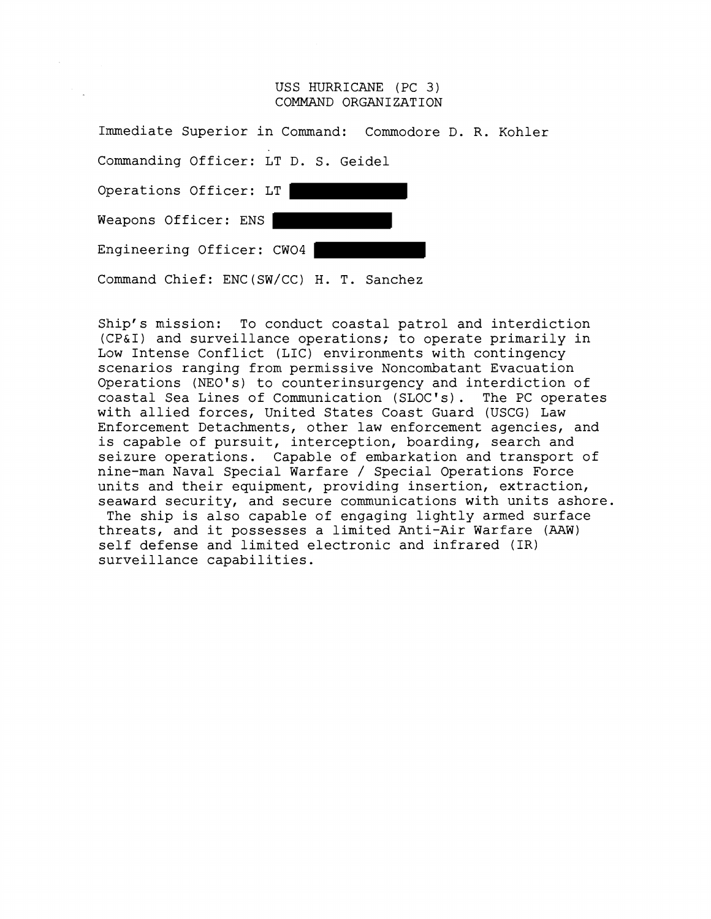# USS HURRICANE (PC 3)
# COMMAND ORGANIZATION

Immediate Superior in Command: Commodore D. R. Kohler

Commanding Officer: LT D. S. Geidel

Operations Officer: LT

Weapons Officer: ENS

Engineering Officer: CWO4

Command Chief: ENC(SW/CC) H. T. Sanchez

Ship's mission: To conduct coastal patrol and interdiction (CP&I) and surveillance operations; to operate primarily in Low Intense Conflict (LIC) environments with contingency scenarios ranging from permissive Noncombatant Evacuation Operations (NEO's) to counterinsurgency and interdiction of coastal Sea Lines of Communication (SLOC's). The PC operates with allied forces, United States Coast Guard (USCG) Law Enforcement Detachments, other law enforcement agencies, and is capable of pursuit, interception, boarding, search and seizure operations. Capable of embarkation and transport of nine-man Naval Special Warfare / Special Operations Force units and their equipment, providing insertion, extraction, seaward security, and secure communications with units ashore. The ship is also capable of engaging lightly armed surface threats, and it possesses a limited Anti-Air Warfare (AAW) self defense and limited electronic and infrared (IR) surveillance capabilities.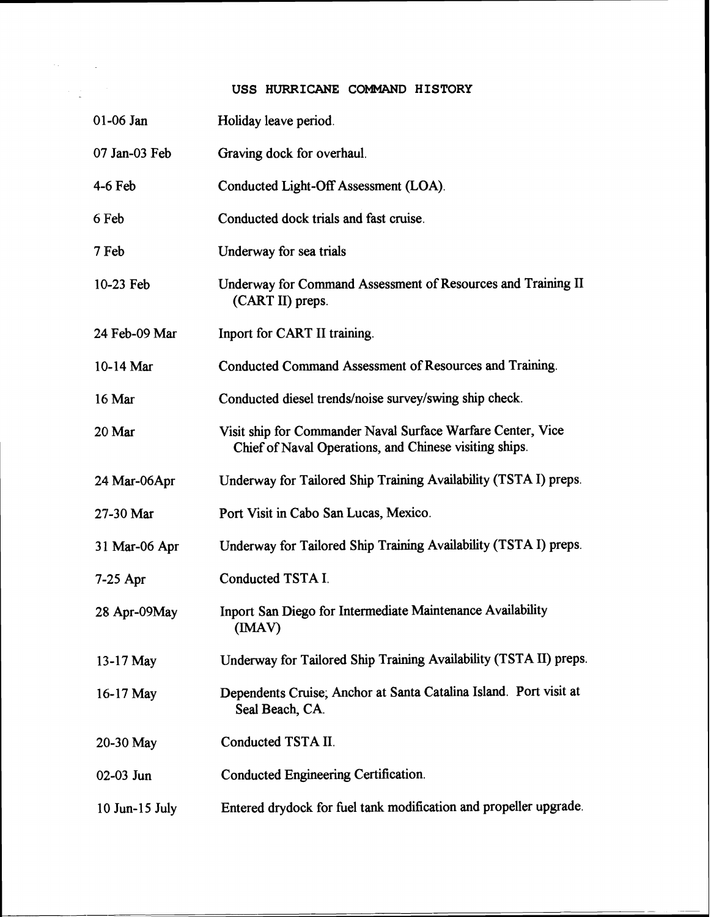# USS HURRICANE COMMAND HISTORY

| | |
|---|---|
| 01-06 Jan | Holiday leave period. |
| 07 Jan-03 Feb | Graving dock for overhaul. |
| 4-6 Feb | Conducted Light-Off Assessment (LOA). |
| 6 Feb | Conducted dock trials and fast cruise. |
| 7 Feb | Underway for sea trials |
| 10-23 Feb | Underway for Command Assessment of Resources and Training II (CART II) preps. |
| 24 Feb-09 Mar | Inport for CART II training. |
| 10-14 Mar | Conducted Command Assessment of Resources and Training. |
| 16 Mar | Conducted diesel trends/noise survey/swing ship check. |
| 20 Mar | Visit ship for Commander Naval Surface Warfare Center, Vice Chief of Naval Operations, and Chinese visiting ships. |
| 24 Mar-06Apr | Underway for Tailored Ship Training Availability (TSTA I) preps. |
| 27-30 Mar | Port Visit in Cabo San Lucas, Mexico. |
| 31 Mar-06 Apr | Underway for Tailored Ship Training Availability (TSTA I) preps. |
| 7-25 Apr | Conducted TSTA I. |
| 28 Apr-09May | Inport San Diego for Intermediate Maintenance Availability (IMAV) |
| 13-17 May | Underway for Tailored Ship Training Availability (TSTA II) preps. |
| 16-17 May | Dependents Cruise; Anchor at Santa Catalina Island. Port visit at Seal Beach, CA. |
| 20-30 May | Conducted TSTA II. |
| 02-03 Jun | Conducted Engineering Certification. |
| 10 Jun-15 July | Entered drydock for fuel tank modification and propeller upgrade. |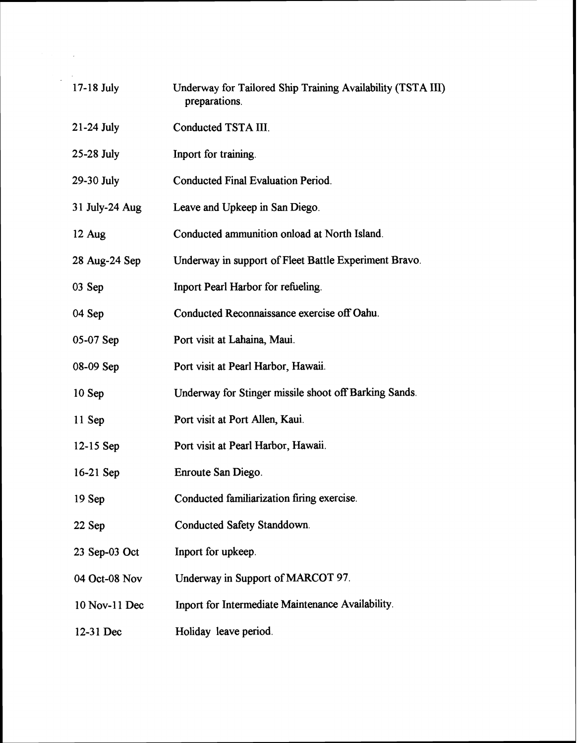| | |
|---|---|
| 17-18 July | Underway for Tailored Ship Training Availability (TSTA III) preparations. |
| 21-24 July | Conducted TSTA III. |
| 25-28 July | Inport for training. |
| 29-30 July | Conducted Final Evaluation Period. |
| 31 July-24 Aug | Leave and Upkeep in San Diego. |
| 12 Aug | Conducted ammunition onload at North Island. |
| 28 Aug-24 Sep | Underway in support of Fleet Battle Experiment Bravo. |
| 03 Sep | Inport Pearl Harbor for refueling. |
| 04 Sep | Conducted Reconnaissance exercise off Oahu. |
| 05-07 Sep | Port visit at Lahaina, Maui. |
| 08-09 Sep | Port visit at Pearl Harbor, Hawaii. |
| 10 Sep | Underway for Stinger missile shoot off Barking Sands. |
| 11 Sep | Port visit at Port Allen, Kaui. |
| 12-15 Sep | Port visit at Pearl Harbor, Hawaii. |
| 16-21 Sep | Enroute San Diego. |
| 19 Sep | Conducted familiarization firing exercise. |
| 22 Sep | Conducted Safety Standdown. |
| 23 Sep-03 Oct | Inport for upkeep. |
| 04 Oct-08 Nov | Underway in Support of MARCOT 97. |
| 10 Nov-11 Dec | Inport for Intermediate Maintenance Availability. |
| 12-31 Dec | Holiday leave period. |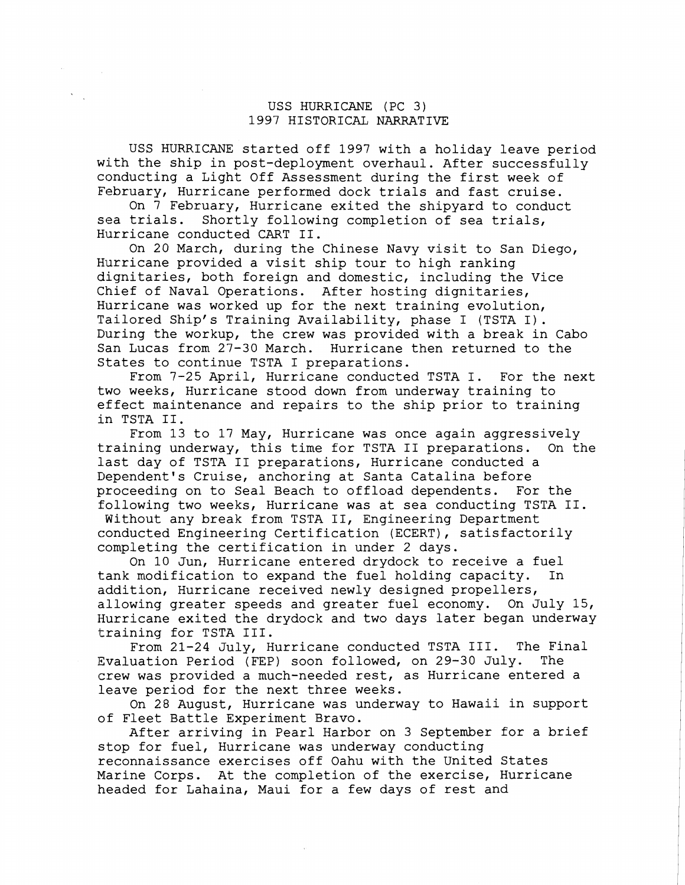# USS HURRICANE (PC 3)
# 1997 HISTORICAL NARRATIVE

USS HURRICANE started off 1997 with a holiday leave period with the ship in post-deployment overhaul. After successfully conducting a Light Off Assessment during the first week of February, Hurricane performed dock trials and fast cruise.

On 7 February, Hurricane exited the shipyard to conduct sea trials. Shortly following completion of sea trials, Hurricane conducted CART II.

On 20 March, during the Chinese Navy visit to San Diego, Hurricane provided a visit ship tour to high ranking dignitaries, both foreign and domestic, including the Vice Chief of Naval Operations. After hosting dignitaries, Hurricane was worked up for the next training evolution, Tailored Ship's Training Availability, phase I (TSTA I). During the workup, the crew was provided with a break in Cabo San Lucas from 27-30 March. Hurricane then returned to the States to continue TSTA I preparations.

From 7-25 April, Hurricane conducted TSTA I. For the next two weeks, Hurricane stood down from underway training to effect maintenance and repairs to the ship prior to training in TSTA II.

From 13 to 17 May, Hurricane was once again aggressively training underway, this time for TSTA II preparations. On the last day of TSTA II preparations, Hurricane conducted a Dependent's Cruise, anchoring at Santa Catalina before proceeding on to Seal Beach to offload dependents. For the following two weeks, Hurricane was at sea conducting TSTA II. Without any break from TSTA II, Engineering Department conducted Engineering Certification (ECERT), satisfactorily completing the certification in under 2 days.

On 10 Jun, Hurricane entered drydock to receive a fuel tank modification to expand the fuel holding capacity. In addition, Hurricane received newly designed propellers, allowing greater speeds and greater fuel economy. On July 15, Hurricane exited the drydock and two days later began underway training for TSTA III.

From 21-24 July, Hurricane conducted TSTA III. The Final Evaluation Period (FEP) soon followed, on 29-30 July. The crew was provided a much-needed rest, as Hurricane entered a leave period for the next three weeks.

On 28 August, Hurricane was underway to Hawaii in support of Fleet Battle Experiment Bravo.

After arriving in Pearl Harbor on 3 September for a brief stop for fuel, Hurricane was underway conducting reconnaissance exercises off Oahu with the United States Marine Corps. At the completion of the exercise, Hurricane headed for Lahaina, Maui for a few days of rest and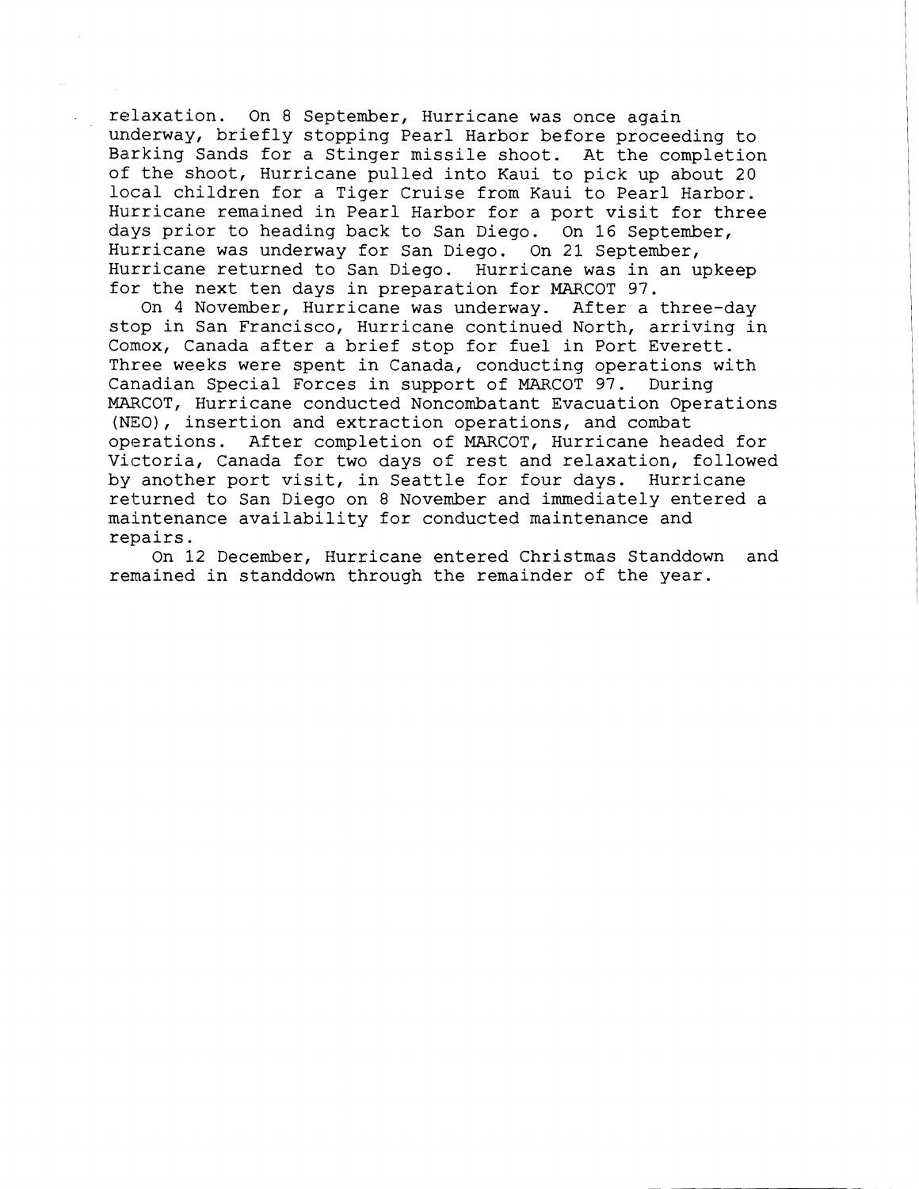relaxation. On 8 September, Hurricane was once again underway, briefly stopping Pearl Harbor before proceeding to Barking Sands for a Stinger missile shoot. At the completion of the shoot, Hurricane pulled into Kaui to pick up about 20 local children for a Tiger Cruise from Kaui to Pearl Harbor. Hurricane remained in Pearl Harbor for a port visit for three days prior to heading back to San Diego. On 16 September, Hurricane was underway for San Diego. On 21 September, Hurricane returned to San Diego. Hurricane was in an upkeep for the next ten days in preparation for MARCOT 97.

On 4 November, Hurricane was underway. After a three-day stop in San Francisco, Hurricane continued North, arriving in Comox, Canada after a brief stop for fuel in Port Everett. Three weeks were spent in Canada, conducting operations with Canadian Special Forces in support of MARCOT 97. During MARCOT, Hurricane conducted Noncombatant Evacuation Operations (NEO), insertion and extraction operations, and combat operations. After completion of MARCOT, Hurricane headed for Victoria, Canada for two days of rest and relaxation, followed by another port visit, in Seattle for four days. Hurricane returned to San Diego on 8 November and immediately entered a maintenance availability for conducted maintenance and repairs.

On 12 December, Hurricane entered Christmas Standdown and remained in standdown through the remainder of the year.